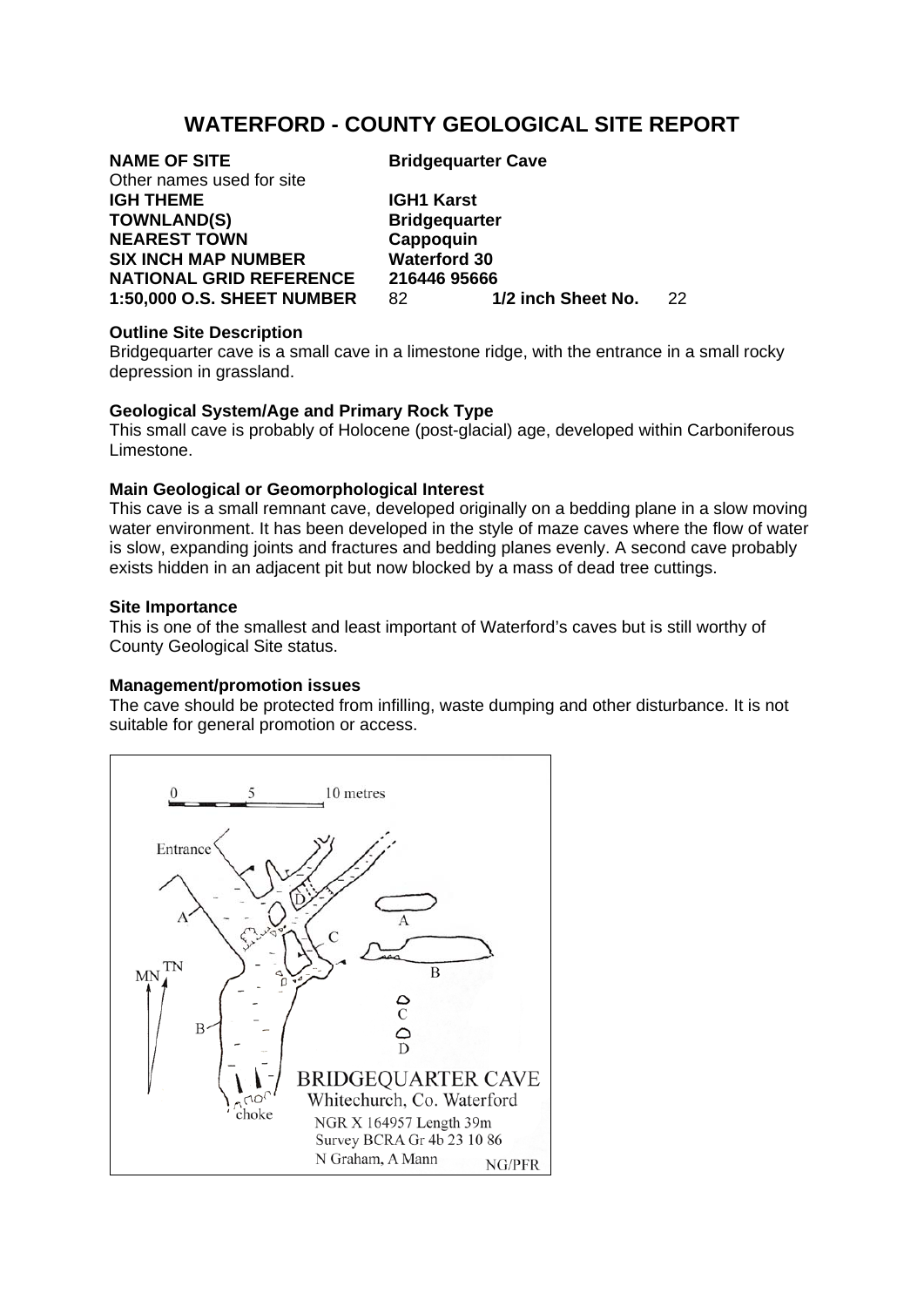# WATERFORD - COUNTY GEOLOGICAL SITE REPORT

**NAME OF SITE** **Bridgequarter Cave**
Other names used for site
**IGH THEME** **IGH1 Karst**
**TOWNLAND(S)** **Bridgequarter**
**NEAREST TOWN** **Cappoquin**
**SIX INCH MAP NUMBER** **Waterford 30**
**NATIONAL GRID REFERENCE** **216446 95666**
**1:50,000 O.S. SHEET NUMBER** 82 **1/2 inch Sheet No.** 22

**Outline Site Description**
Bridgequarter cave is a small cave in a limestone ridge, with the entrance in a small rocky depression in grassland.

**Geological System/Age and Primary Rock Type**
This small cave is probably of Holocene (post-glacial) age, developed within Carboniferous Limestone.

**Main Geological or Geomorphological Interest**
This cave is a small remnant cave, developed originally on a bedding plane in a slow moving water environment. It has been developed in the style of maze caves where the flow of water is slow, expanding joints and fractures and bedding planes evenly. A second cave probably exists hidden in an adjacent pit but now blocked by a mass of dead tree cuttings.

**Site Importance**
This is one of the smallest and least important of Waterford's caves but is still worthy of County Geological Site status.

**Management/promotion issues**
The cave should be protected from infilling, waste dumping and other disturbance. It is not suitable for general promotion or access.

BRIDGEQUARTER CAVE
Whitechurch, Co. Waterford
NGR X 164957 Length 39m
Survey BCRA Gr 4b 23 10 86
N Graham, A Mann NG/PFR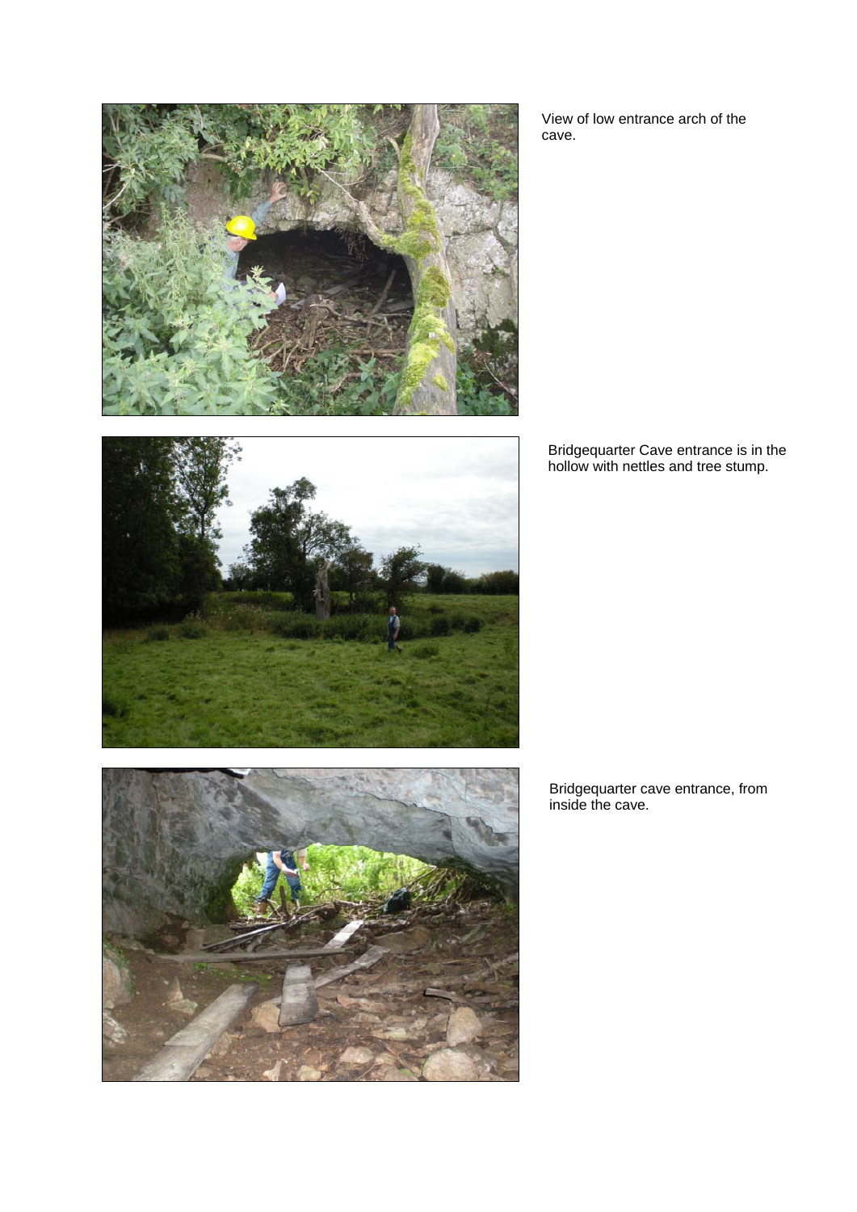View of low entrance arch of the cave.

Bridgequarter Cave entrance is in the hollow with nettles and tree stump.

Bridgequarter cave entrance, from inside the cave.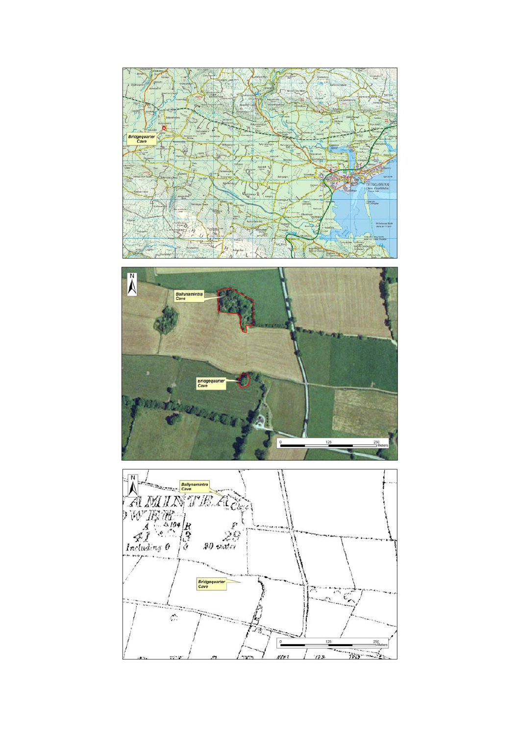Bridgequarter Cave

DUNGARVAN
Dún Garbhán

N

Ballynamintra Cave

Bridgequarter Cave

0 125 250 Meters

N

Ballynamintra Cave

Bridgequarter Cave

0 125 250 Meters